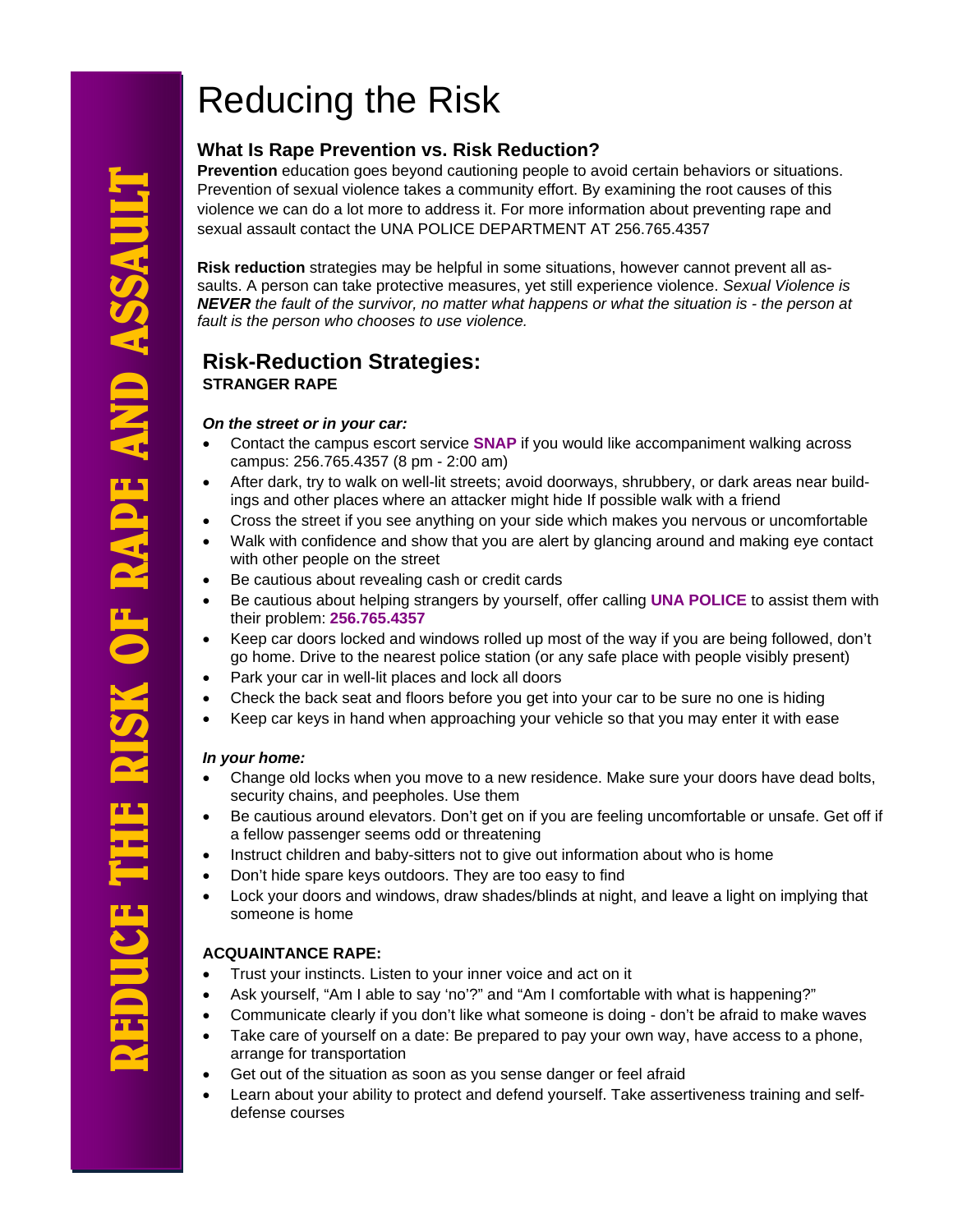# Reducing the Risk

REDUCE THE RISK OF RAPE AND ASSAULT

## What Is Rape Prevention vs. Risk Reduction?

**Prevention** education goes beyond cautioning people to avoid certain behaviors or situations. Prevention of sexual violence takes a community effort. By examining the root causes of this violence we can do a lot more to address it. For more information about preventing rape and sexual assault contact the UNA POLICE DEPARTMENT AT 256.765.4357

**Risk reduction** strategies may be helpful in some situations, however cannot prevent all assaults. A person can take protective measures, yet still experience violence. *Sexual Violence is **NEVER** the fault of the survivor, no matter what happens or what the situation is - the person at fault is the person who chooses to use violence.*

## Risk-Reduction Strategies:

**STRANGER RAPE**

***On the street or in your car:***

- Contact the campus escort service **SNAP** if you would like accompaniment walking across campus: 256.765.4357 (8 pm - 2:00 am)
- After dark, try to walk on well-lit streets; avoid doorways, shrubbery, or dark areas near buildings and other places where an attacker might hide If possible walk with a friend
- Cross the street if you see anything on your side which makes you nervous or uncomfortable
- Walk with confidence and show that you are alert by glancing around and making eye contact with other people on the street
- Be cautious about revealing cash or credit cards
- Be cautious about helping strangers by yourself, offer calling **UNA POLICE** to assist them with their problem: **256.765.4357**
- Keep car doors locked and windows rolled up most of the way if you are being followed, don't go home. Drive to the nearest police station (or any safe place with people visibly present)
- Park your car in well-lit places and lock all doors
- Check the back seat and floors before you get into your car to be sure no one is hiding
- Keep car keys in hand when approaching your vehicle so that you may enter it with ease

***In your home:***

- Change old locks when you move to a new residence. Make sure your doors have dead bolts, security chains, and peepholes. Use them
- Be cautious around elevators. Don't get on if you are feeling uncomfortable or unsafe. Get off if a fellow passenger seems odd or threatening
- Instruct children and baby-sitters not to give out information about who is home
- Don't hide spare keys outdoors. They are too easy to find
- Lock your doors and windows, draw shades/blinds at night, and leave a light on implying that someone is home

**ACQUAINTANCE RAPE:**

- Trust your instincts. Listen to your inner voice and act on it
- Ask yourself, "Am I able to say 'no'?" and "Am I comfortable with what is happening?"
- Communicate clearly if you don't like what someone is doing - don't be afraid to make waves
- Take care of yourself on a date: Be prepared to pay your own way, have access to a phone, arrange for transportation
- Get out of the situation as soon as you sense danger or feel afraid
- Learn about your ability to protect and defend yourself. Take assertiveness training and self-defense courses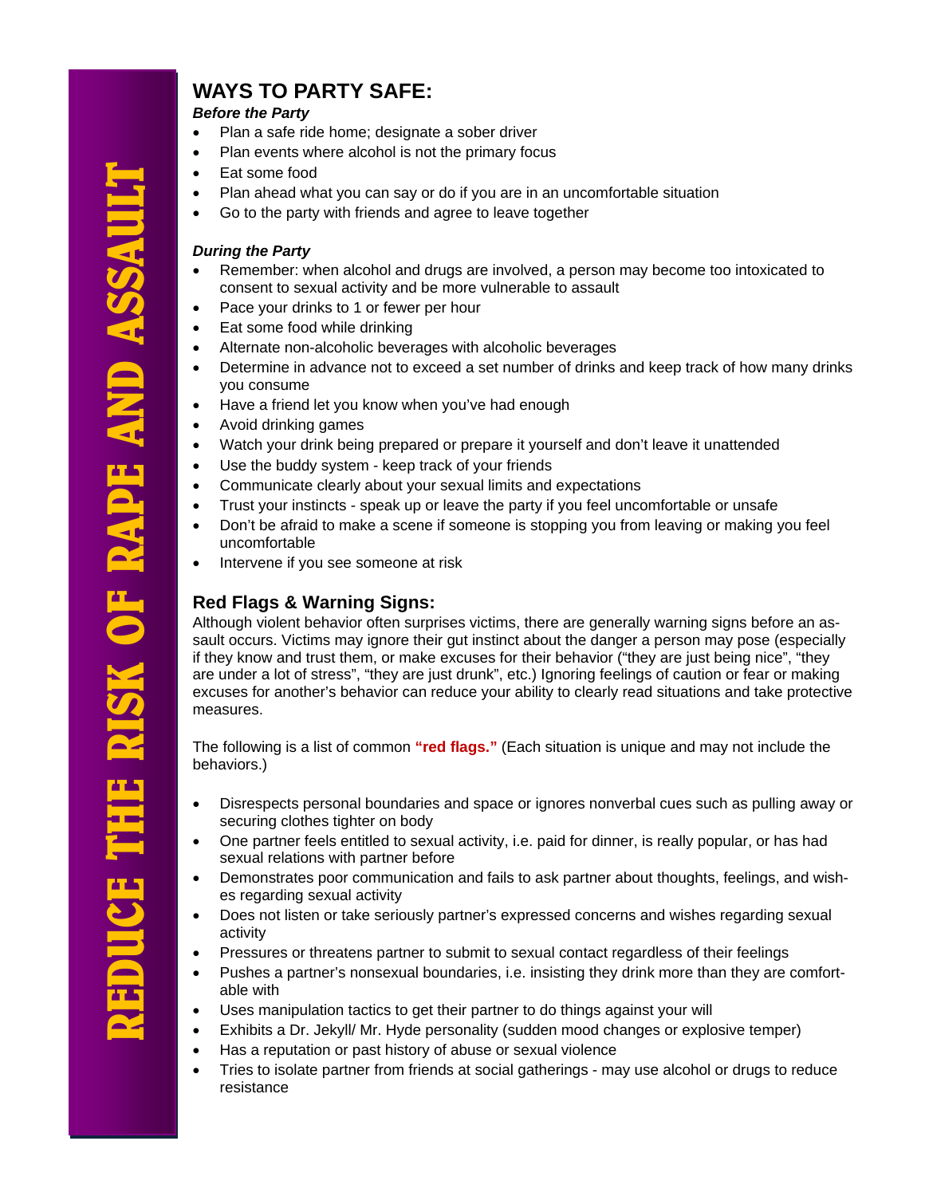# REDUCE THE RISK OF RAPE AND ASSAULT

## WAYS TO PARTY SAFE:

***Before the Party***

- Plan a safe ride home; designate a sober driver
- Plan events where alcohol is not the primary focus
- Eat some food
- Plan ahead what you can say or do if you are in an uncomfortable situation
- Go to the party with friends and agree to leave together

***During the Party***

- Remember: when alcohol and drugs are involved, a person may become too intoxicated to consent to sexual activity and be more vulnerable to assault
- Pace your drinks to 1 or fewer per hour
- Eat some food while drinking
- Alternate non-alcoholic beverages with alcoholic beverages
- Determine in advance not to exceed a set number of drinks and keep track of how many drinks you consume
- Have a friend let you know when you've had enough
- Avoid drinking games
- Watch your drink being prepared or prepare it yourself and don't leave it unattended
- Use the buddy system - keep track of your friends
- Communicate clearly about your sexual limits and expectations
- Trust your instincts - speak up or leave the party if you feel uncomfortable or unsafe
- Don't be afraid to make a scene if someone is stopping you from leaving or making you feel uncomfortable
- Intervene if you see someone at risk

## Red Flags & Warning Signs:

Although violent behavior often surprises victims, there are generally warning signs before an assault occurs. Victims may ignore their gut instinct about the danger a person may pose (especially if they know and trust them, or make excuses for their behavior ("they are just being nice", "they are under a lot of stress", "they are just drunk", etc.) Ignoring feelings of caution or fear or making excuses for another's behavior can reduce your ability to clearly read situations and take protective measures.

The following is a list of common **"red flags."** (Each situation is unique and may not include the behaviors.)

- Disrespects personal boundaries and space or ignores nonverbal cues such as pulling away or securing clothes tighter on body
- One partner feels entitled to sexual activity, i.e. paid for dinner, is really popular, or has had sexual relations with partner before
- Demonstrates poor communication and fails to ask partner about thoughts, feelings, and wishes regarding sexual activity
- Does not listen or take seriously partner's expressed concerns and wishes regarding sexual activity
- Pressures or threatens partner to submit to sexual contact regardless of their feelings
- Pushes a partner's nonsexual boundaries, i.e. insisting they drink more than they are comfortable with
- Uses manipulation tactics to get their partner to do things against your will
- Exhibits a Dr. Jekyll/ Mr. Hyde personality (sudden mood changes or explosive temper)
- Has a reputation or past history of abuse or sexual violence
- Tries to isolate partner from friends at social gatherings - may use alcohol or drugs to reduce resistance